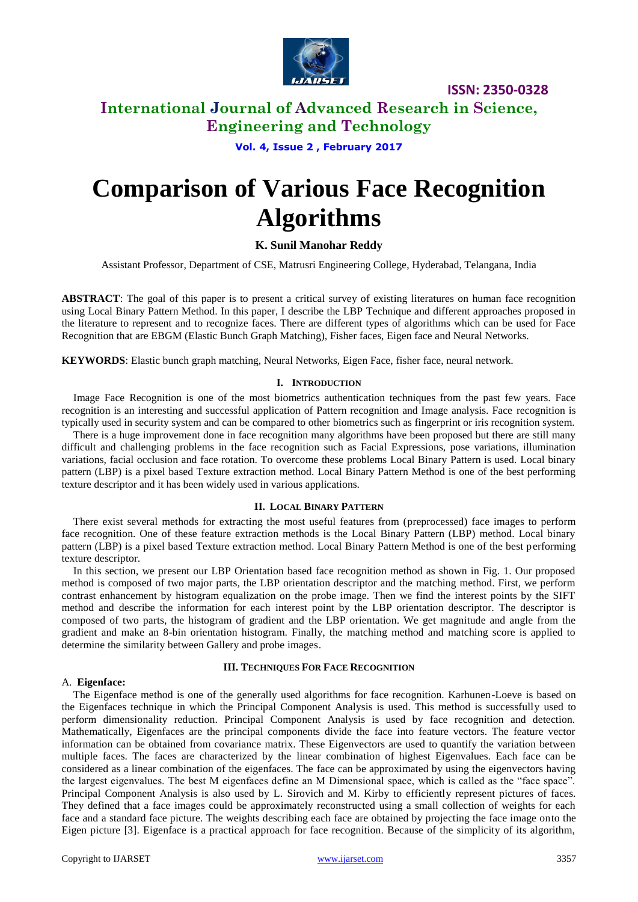# Comparison of Various Face Recognition Algorithms

**K. Sunil Manohar Reddy**

Assistant Professor, Department of CSE, Matrusri Engineering College, Hyderabad, Telangana, India

**ABSTRACT**: The goal of this paper is to present a critical survey of existing literatures on human face recognition using Local Binary Pattern Method. In this paper, I describe the LBP Technique and different approaches proposed in the literature to represent and to recognize faces. There are different types of algorithms which can be used for Face Recognition that are EBGM (Elastic Bunch Graph Matching), Fisher faces, Eigen face and Neural Networks.

**KEYWORDS**: Elastic bunch graph matching, Neural Networks, Eigen Face, fisher face, neural network.

## I. INTRODUCTION

Image Face Recognition is one of the most biometrics authentication techniques from the past few years. Face recognition is an interesting and successful application of Pattern recognition and Image analysis. Face recognition is typically used in security system and can be compared to other biometrics such as fingerprint or iris recognition system.

There is a huge improvement done in face recognition many algorithms have been proposed but there are still many difficult and challenging problems in the face recognition such as Facial Expressions, pose variations, illumination variations, facial occlusion and face rotation. To overcome these problems Local Binary Pattern is used. Local binary pattern (LBP) is a pixel based Texture extraction method. Local Binary Pattern Method is one of the best performing texture descriptor and it has been widely used in various applications.

## II. LOCAL BINARY PATTERN

There exist several methods for extracting the most useful features from (preprocessed) face images to perform face recognition. One of these feature extraction methods is the Local Binary Pattern (LBP) method. Local binary pattern (LBP) is a pixel based Texture extraction method. Local Binary Pattern Method is one of the best performing texture descriptor.

In this section, we present our LBP Orientation based face recognition method as shown in Fig. 1. Our proposed method is composed of two major parts, the LBP orientation descriptor and the matching method. First, we perform contrast enhancement by histogram equalization on the probe image. Then we find the interest points by the SIFT method and describe the information for each interest point by the LBP orientation descriptor. The descriptor is composed of two parts, the histogram of gradient and the LBP orientation. We get magnitude and angle from the gradient and make an 8-bin orientation histogram. Finally, the matching method and matching score is applied to determine the similarity between Gallery and probe images.

## III. TECHNIQUES FOR FACE RECOGNITION

### A. Eigenface:

The Eigenface method is one of the generally used algorithms for face recognition. Karhunen-Loeve is based on the Eigenfaces technique in which the Principal Component Analysis is used. This method is successfully used to perform dimensionality reduction. Principal Component Analysis is used by face recognition and detection. Mathematically, Eigenfaces are the principal components divide the face into feature vectors. The feature vector information can be obtained from covariance matrix. These Eigenvectors are used to quantify the variation between multiple faces. The faces are characterized by the linear combination of highest Eigenvalues. Each face can be considered as a linear combination of the eigenfaces. The face can be approximated by using the eigenvectors having the largest eigenvalues. The best M eigenfaces define an M Dimensional space, which is called as the "face space". Principal Component Analysis is also used by L. Sirovich and M. Kirby to efficiently represent pictures of faces. They defined that a face images could be approximately reconstructed using a small collection of weights for each face and a standard face picture. The weights describing each face are obtained by projecting the face image onto the Eigen picture [3]. Eigenface is a practical approach for face recognition. Because of the simplicity of its algorithm,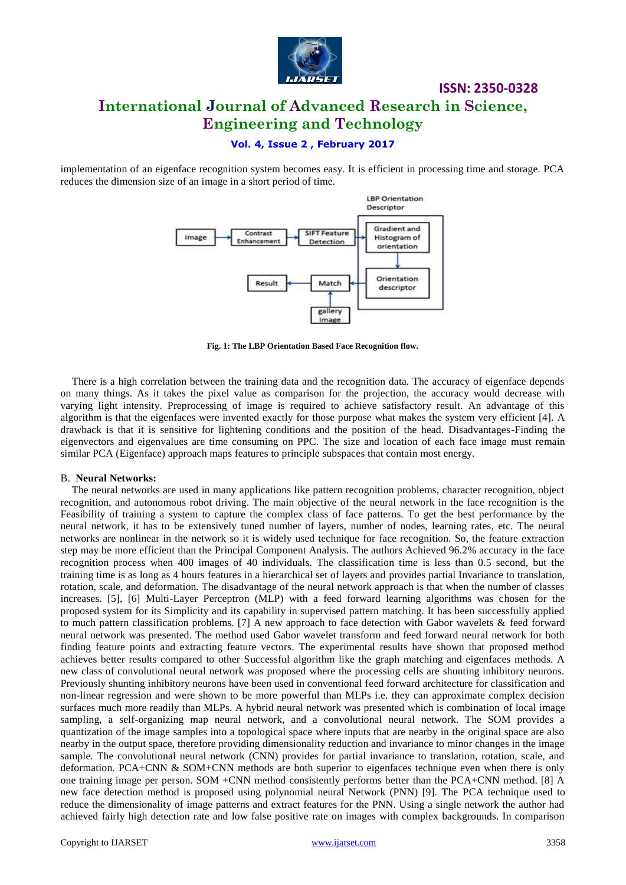implementation of an eigenface recognition system becomes easy. It is efficient in processing time and storage. PCA reduces the dimension size of an image in a short period of time.

LBP Orientation Descriptor

Image

Contrast Enhancement

SIFT Feature Detection

Gradient and Histogram of orientation

Orientation descriptor

Match

Result

gallery image

**Fig. 1: The LBP Orientation Based Face Recognition flow.**

There is a high correlation between the training data and the recognition data. The accuracy of eigenface depends on many things. As it takes the pixel value as comparison for the projection, the accuracy would decrease with varying light intensity. Preprocessing of image is required to achieve satisfactory result. An advantage of this algorithm is that the eigenfaces were invented exactly for those purpose what makes the system very efficient [4]. A drawback is that it is sensitive for lightening conditions and the position of the head. Disadvantages-Finding the eigenvectors and eigenvalues are time consuming on PPC. The size and location of each face image must remain similar PCA (Eigenface) approach maps features to principle subspaces that contain most energy.

B. **Neural Networks:**

The neural networks are used in many applications like pattern recognition problems, character recognition, object recognition, and autonomous robot driving. The main objective of the neural network in the face recognition is the Feasibility of training a system to capture the complex class of face patterns. To get the best performance by the neural network, it has to be extensively tuned number of layers, number of nodes, learning rates, etc. The neural networks are nonlinear in the network so it is widely used technique for face recognition. So, the feature extraction step may be more efficient than the Principal Component Analysis. The authors Achieved 96.2% accuracy in the face recognition process when 400 images of 40 individuals. The classification time is less than 0.5 second, but the training time is as long as 4 hours features in a hierarchical set of layers and provides partial Invariance to translation, rotation, scale, and deformation. The disadvantage of the neural network approach is that when the number of classes increases. [5], [6] Multi-Layer Perceptron (MLP) with a feed forward learning algorithms was chosen for the proposed system for its Simplicity and its capability in supervised pattern matching. It has been successfully applied to much pattern classification problems. [7] A new approach to face detection with Gabor wavelets & feed forward neural network was presented. The method used Gabor wavelet transform and feed forward neural network for both finding feature points and extracting feature vectors. The experimental results have shown that proposed method achieves better results compared to other Successful algorithm like the graph matching and eigenfaces methods. A new class of convolutional neural network was proposed where the processing cells are shunting inhibitory neurons. Previously shunting inhibitory neurons have been used in conventional feed forward architecture for classification and non-linear regression and were shown to be more powerful than MLPs i.e. they can approximate complex decision surfaces much more readily than MLPs. A hybrid neural network was presented which is combination of local image sampling, a self-organizing map neural network, and a convolutional neural network. The SOM provides a quantization of the image samples into a topological space where inputs that are nearby in the original space are also nearby in the output space, therefore providing dimensionality reduction and invariance to minor changes in the image sample. The convolutional neural network (CNN) provides for partial invariance to translation, rotation, scale, and deformation. PCA+CNN & SOM+CNN methods are both superior to eigenfaces technique even when there is only one training image per person. SOM +CNN method consistently performs better than the PCA+CNN method. [8] A new face detection method is proposed using polynomial neural Network (PNN) [9]. The PCA technique used to reduce the dimensionality of image patterns and extract features for the PNN. Using a single network the author had achieved fairly high detection rate and low false positive rate on images with complex backgrounds. In comparison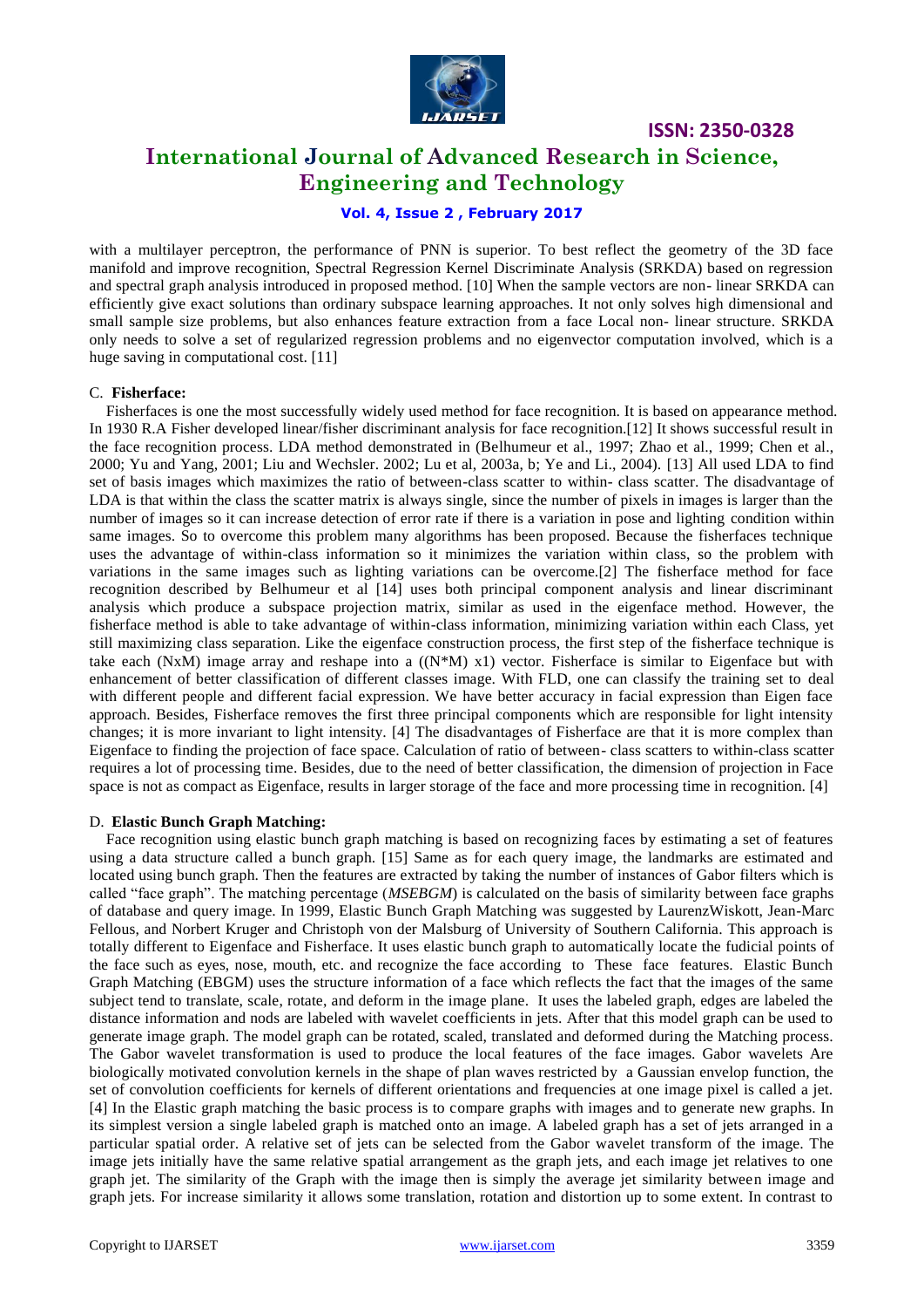with a multilayer perceptron, the performance of PNN is superior. To best reflect the geometry of the 3D face manifold and improve recognition, Spectral Regression Kernel Discriminate Analysis (SRKDA) based on regression and spectral graph analysis introduced in proposed method. [10] When the sample vectors are non- linear SRKDA can efficiently give exact solutions than ordinary subspace learning approaches. It not only solves high dimensional and small sample size problems, but also enhances feature extraction from a face Local non- linear structure. SRKDA only needs to solve a set of regularized regression problems and no eigenvector computation involved, which is a huge saving in computational cost. [11]

### C. **Fisherface:**

Fisherfaces is one the most successfully widely used method for face recognition. It is based on appearance method. In 1930 R.A Fisher developed linear/fisher discriminant analysis for face recognition.[12] It shows successful result in the face recognition process. LDA method demonstrated in (Belhumeur et al., 1997; Zhao et al., 1999; Chen et al., 2000; Yu and Yang, 2001; Liu and Wechsler. 2002; Lu et al, 2003a, b; Ye and Li., 2004). [13] All used LDA to find set of basis images which maximizes the ratio of between-class scatter to within- class scatter. The disadvantage of LDA is that within the class the scatter matrix is always single, since the number of pixels in images is larger than the number of images so it can increase detection of error rate if there is a variation in pose and lighting condition within same images. So to overcome this problem many algorithms has been proposed. Because the fisherfaces technique uses the advantage of within-class information so it minimizes the variation within class, so the problem with variations in the same images such as lighting variations can be overcome.[2] The fisherface method for face recognition described by Belhumeur et al [14] uses both principal component analysis and linear discriminant analysis which produce a subspace projection matrix, similar as used in the eigenface method. However, the fisherface method is able to take advantage of within-class information, minimizing variation within each Class, yet still maximizing class separation. Like the eigenface construction process, the first step of the fisherface technique is take each (NxM) image array and reshape into a ((N*M) x1) vector. Fisherface is similar to Eigenface but with enhancement of better classification of different classes image. With FLD, one can classify the training set to deal with different people and different facial expression. We have better accuracy in facial expression than Eigen face approach. Besides, Fisherface removes the first three principal components which are responsible for light intensity changes; it is more invariant to light intensity. [4] The disadvantages of Fisherface are that it is more complex than Eigenface to finding the projection of face space. Calculation of ratio of between- class scatters to within-class scatter requires a lot of processing time. Besides, due to the need of better classification, the dimension of projection in Face space is not as compact as Eigenface, results in larger storage of the face and more processing time in recognition. [4]

### D. **Elastic Bunch Graph Matching:**

Face recognition using elastic bunch graph matching is based on recognizing faces by estimating a set of features using a data structure called a bunch graph. [15] Same as for each query image, the landmarks are estimated and located using bunch graph. Then the features are extracted by taking the number of instances of Gabor filters which is called "face graph". The matching percentage (*MSEBGM*) is calculated on the basis of similarity between face graphs of database and query image. In 1999, Elastic Bunch Graph Matching was suggested by LaurenzWiskott, Jean-Marc Fellous, and Norbert Kruger and Christoph von der Malsburg of University of Southern California. This approach is totally different to Eigenface and Fisherface. It uses elastic bunch graph to automatically locate the fudicial points of the face such as eyes, nose, mouth, etc. and recognize the face according to These face features. Elastic Bunch Graph Matching (EBGM) uses the structure information of a face which reflects the fact that the images of the same subject tend to translate, scale, rotate, and deform in the image plane. It uses the labeled graph, edges are labeled the distance information and nods are labeled with wavelet coefficients in jets. After that this model graph can be used to generate image graph. The model graph can be rotated, scaled, translated and deformed during the Matching process. The Gabor wavelet transformation is used to produce the local features of the face images. Gabor wavelets Are biologically motivated convolution kernels in the shape of plan waves restricted by a Gaussian envelop function, the set of convolution coefficients for kernels of different orientations and frequencies at one image pixel is called a jet. [4] In the Elastic graph matching the basic process is to compare graphs with images and to generate new graphs. In its simplest version a single labeled graph is matched onto an image. A labeled graph has a set of jets arranged in a particular spatial order. A relative set of jets can be selected from the Gabor wavelet transform of the image. The image jets initially have the same relative spatial arrangement as the graph jets, and each image jet relatives to one graph jet. The similarity of the Graph with the image then is simply the average jet similarity between image and graph jets. For increase similarity it allows some translation, rotation and distortion up to some extent. In contrast to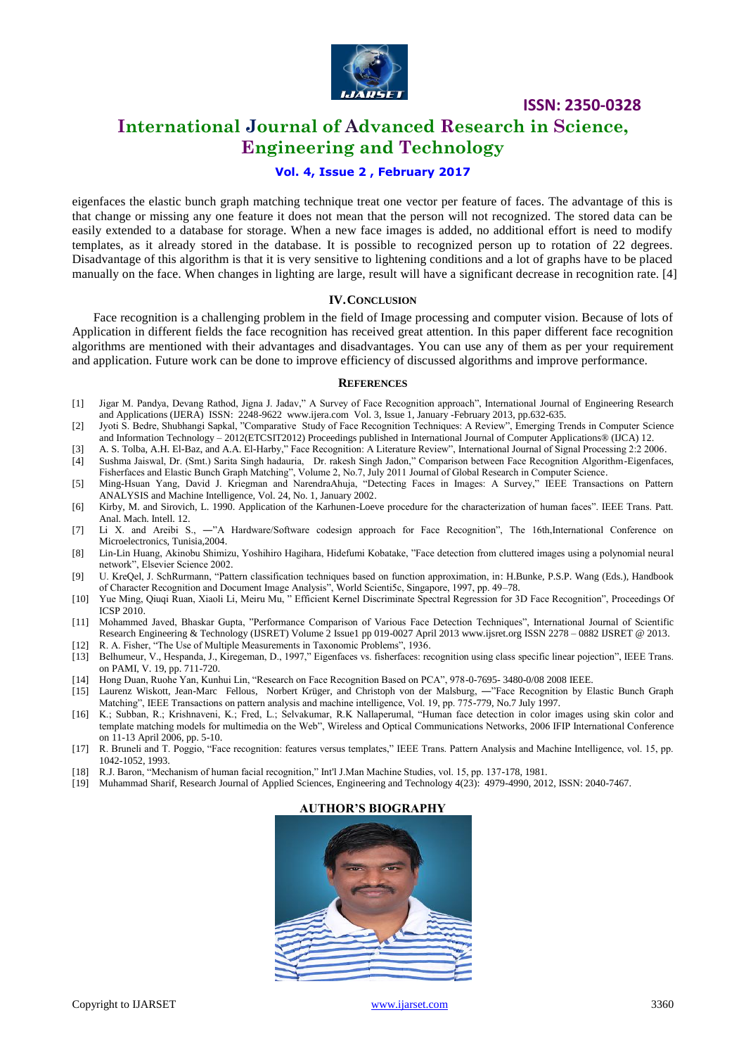eigenfaces the elastic bunch graph matching technique treat one vector per feature of faces. The advantage of this is that change or missing any one feature it does not mean that the person will not recognized. The stored data can be easily extended to a database for storage. When a new face images is added, no additional effort is need to modify templates, as it already stored in the database. It is possible to recognized person up to rotation of 22 degrees. Disadvantage of this algorithm is that it is very sensitive to lightening conditions and a lot of graphs have to be placed manually on the face. When changes in lighting are large, result will have a significant decrease in recognition rate. [4]

## IV. CONCLUSION

Face recognition is a challenging problem in the field of Image processing and computer vision. Because of lots of Application in different fields the face recognition has received great attention. In this paper different face recognition algorithms are mentioned with their advantages and disadvantages. You can use any of them as per your requirement and application. Future work can be done to improve efficiency of discussed algorithms and improve performance.

## REFERENCES

[1] Jigar M. Pandya, Devang Rathod, Jigna J. Jadav," A Survey of Face Recognition approach", International Journal of Engineering Research and Applications (IJERA) ISSN: 2248-9622 www.ijera.com Vol. 3, Issue 1, January -February 2013, pp.632-635.

[2] Jyoti S. Bedre, Shubhangi Sapkal, "Comparative Study of Face Recognition Techniques: A Review", Emerging Trends in Computer Science and Information Technology – 2012(ETCSIT2012) Proceedings published in International Journal of Computer Applications® (IJCA) 12.

[3] A. S. Tolba, A.H. El-Baz, and A.A. El-Harby," Face Recognition: A Literature Review", International Journal of Signal Processing 2:2 2006.

[4] Sushma Jaiswal, Dr. (Smt.) Sarita Singh hadauria, Dr. rakesh Singh Jadon," Comparison between Face Recognition Algorithm-Eigenfaces, Fisherfaces and Elastic Bunch Graph Matching", Volume 2, No.7, July 2011 Journal of Global Research in Computer Science.

[5] Ming-Hsuan Yang, David J. Kriegman and NarendraAhuja, "Detecting Faces in Images: A Survey," IEEE Transactions on Pattern ANALYSIS and Machine Intelligence, Vol. 24, No. 1, January 2002.

[6] Kirby, M. and Sirovich, L. 1990. Application of the Karhunen-Loeve procedure for the characterization of human faces". IEEE Trans. Patt. Anal. Mach. Intell. 12.

[7] Li X. and Areibi S., ―"A Hardware/Software codesign approach for Face Recognition", The 16th,International Conference on Microelectronics, Tunisia,2004.

[8] Lin-Lin Huang, Akinobu Shimizu, Yoshihiro Hagihara, Hidefumi Kobatake, "Face detection from cluttered images using a polynomial neural network", Elsevier Science 2002.

[9] U. KreQel, J. SchRurmann, "Pattern classification techniques based on function approximation, in: H.Bunke, P.S.P. Wang (Eds.), Handbook of Character Recognition and Document Image Analysis", World Scienti5c, Singapore, 1997, pp. 49–78.

[10] Yue Ming, Qiuqi Ruan, Xiaoli Li, Meiru Mu, " Efficient Kernel Discriminate Spectral Regression for 3D Face Recognition", Proceedings Of ICSP 2010.

[11] Mohammed Javed, Bhaskar Gupta, "Performance Comparison of Various Face Detection Techniques", International Journal of Scientific Research Engineering & Technology (IJSRET) Volume 2 Issue1 pp 019-0027 April 2013 www.ijsret.org ISSN 2278 – 0882 IJSRET @ 2013.

[12] R. A. Fisher, "The Use of Multiple Measurements in Taxonomic Problems", 1936.

[13] Belhumeur, V., Hespanda, J., Kiregeman, D., 1997," Eigenfaces vs. fisherfaces: recognition using class specific linear pojection", IEEE Trans. on PAMI, V. 19, pp. 711-720.

[14] Hong Duan, Ruohe Yan, Kunhui Lin, "Research on Face Recognition Based on PCA", 978-0-7695- 3480-0/08 2008 IEEE.

[15] Laurenz Wiskott, Jean-Marc Fellous, Norbert Krüger, and Christoph von der Malsburg, ―"Face Recognition by Elastic Bunch Graph Matching", IEEE Transactions on pattern analysis and machine intelligence, Vol. 19, pp. 775-779, No.7 July 1997.

[16] K.; Subban, R.; Krishnaveni, K.; Fred, L.; Selvakumar, R.K Nallaperumal, "Human face detection in color images using skin color and template matching models for multimedia on the Web", Wireless and Optical Communications Networks, 2006 IFIP International Conference on 11-13 April 2006, pp. 5-10.

[17] R. Bruneli and T. Poggio, "Face recognition: features versus templates," IEEE Trans. Pattern Analysis and Machine Intelligence, vol. 15, pp. 1042-1052, 1993.

[18] R.J. Baron, "Mechanism of human facial recognition," Int'l J.Man Machine Studies, vol. 15, pp. 137-178, 1981.

[19] Muhammad Sharif, Research Journal of Applied Sciences, Engineering and Technology 4(23): 4979-4990, 2012, ISSN: 2040-7467.

## AUTHOR'S BIOGRAPHY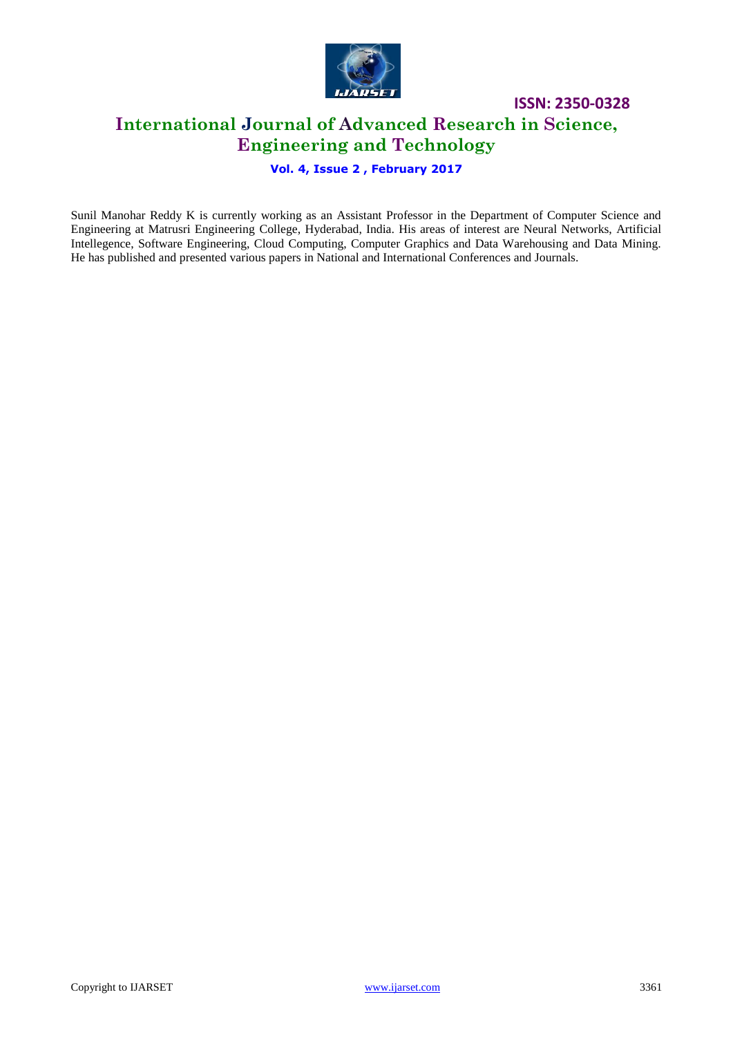Sunil Manohar Reddy K is currently working as an Assistant Professor in the Department of Computer Science and Engineering at Matrusri Engineering College, Hyderabad, India. His areas of interest are Neural Networks, Artificial Intellegence, Software Engineering, Cloud Computing, Computer Graphics and Data Warehousing and Data Mining. He has published and presented various papers in National and International Conferences and Journals.